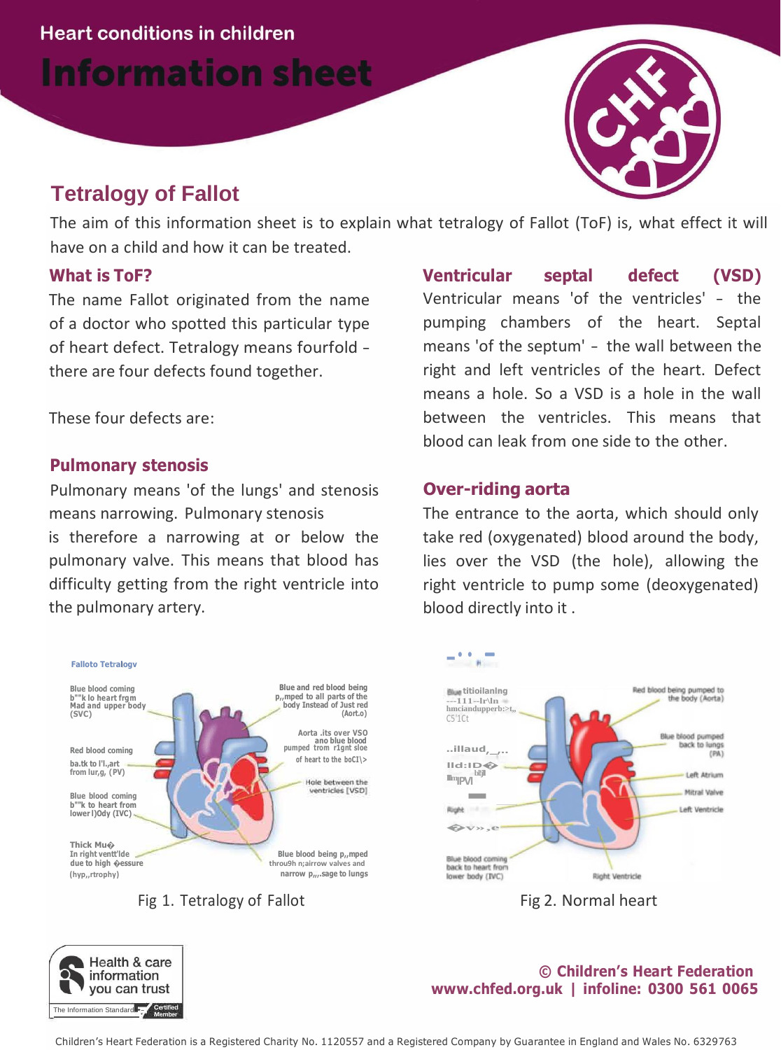Heart conditions in children

# Information sheet

## Tetralogy of Fallot

The aim of this information sheet is to explain what tetralogy of Fallot (ToF) is, what effect it will have on a child and how it can be treated.

### What is ToF?

The name Fallot originated from the name of a doctor who spotted this particular type of heart defect. Tetralogy means fourfold - there are four defects found together.

These four defects are:

### Pulmonary stenosis

Pulmonary means 'of the lungs' and stenosis means narrowing. Pulmonary stenosis is therefore a narrowing at or below the pulmonary valve. This means that blood has difficulty getting from the right ventricle into the pulmonary artery.

### Ventricular septal defect (VSD)

Ventricular means 'of the ventricles' - the pumping chambers of the heart. Septal means 'of the septum' - the wall between the right and left ventricles of the heart. Defect means a hole. So a VSD is a hole in the wall between the ventricles. This means that blood can leak from one side to the other.

### Over-riding aorta

The entrance to the aorta, which should only take red (oxygenated) blood around the body, lies over the VSD (the hole), allowing the right ventricle to pump some (deoxygenated) blood directly into it .

Fig 1. Tetralogy of Fallot

Fig 2. Normal heart

© Children's Heart Federation
www.chfed.org.uk | infoline: 0300 561 0065

Children's Heart Federation is a Registered Charity No. 1120557 and a Registered Company by Guarantee in England and Wales No. 6329763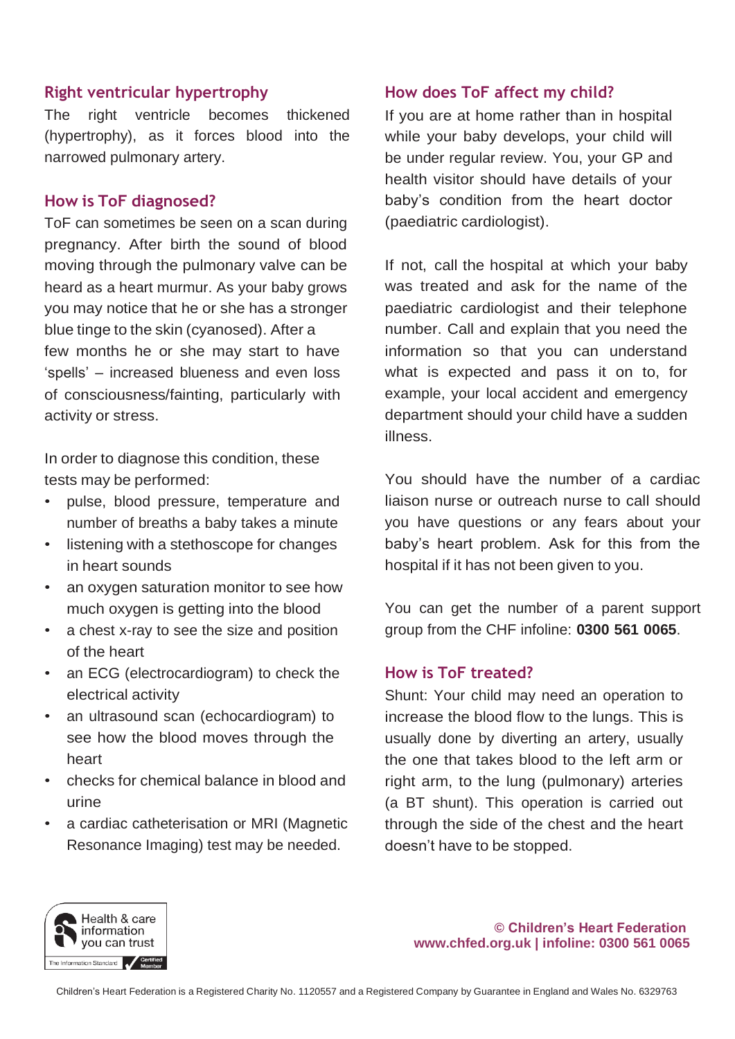## Right ventricular hypertrophy

The right ventricle becomes thickened (hypertrophy), as it forces blood into the narrowed pulmonary artery.

## How is ToF diagnosed?

ToF can sometimes be seen on a scan during pregnancy. After birth the sound of blood moving through the pulmonary valve can be heard as a heart murmur. As your baby grows you may notice that he or she has a stronger blue tinge to the skin (cyanosed). After a few months he or she may start to have 'spells' – increased blueness and even loss of consciousness/fainting, particularly with activity or stress.

In order to diagnose this condition, these tests may be performed:

- pulse, blood pressure, temperature and number of breaths a baby takes a minute
- listening with a stethoscope for changes in heart sounds
- an oxygen saturation monitor to see how much oxygen is getting into the blood
- a chest x-ray to see the size and position of the heart
- an ECG (electrocardiogram) to check the electrical activity
- an ultrasound scan (echocardiogram) to see how the blood moves through the heart
- checks for chemical balance in blood and urine
- a cardiac catheterisation or MRI (Magnetic Resonance Imaging) test may be needed.

## How does ToF affect my child?

If you are at home rather than in hospital while your baby develops, your child will be under regular review. You, your GP and health visitor should have details of your baby's condition from the heart doctor (paediatric cardiologist).

If not, call the hospital at which your baby was treated and ask for the name of the paediatric cardiologist and their telephone number. Call and explain that you need the information so that you can understand what is expected and pass it on to, for example, your local accident and emergency department should your child have a sudden illness.

You should have the number of a cardiac liaison nurse or outreach nurse to call should you have questions or any fears about your baby's heart problem. Ask for this from the hospital if it has not been given to you.

You can get the number of a parent support group from the CHF infoline: **0300 561 0065**.

## How is ToF treated?

Shunt: Your child may need an operation to increase the blood flow to the lungs. This is usually done by diverting an artery, usually the one that takes blood to the left arm or right arm, to the lung (pulmonary) arteries (a BT shunt). This operation is carried out through the side of the chest and the heart doesn't have to be stopped.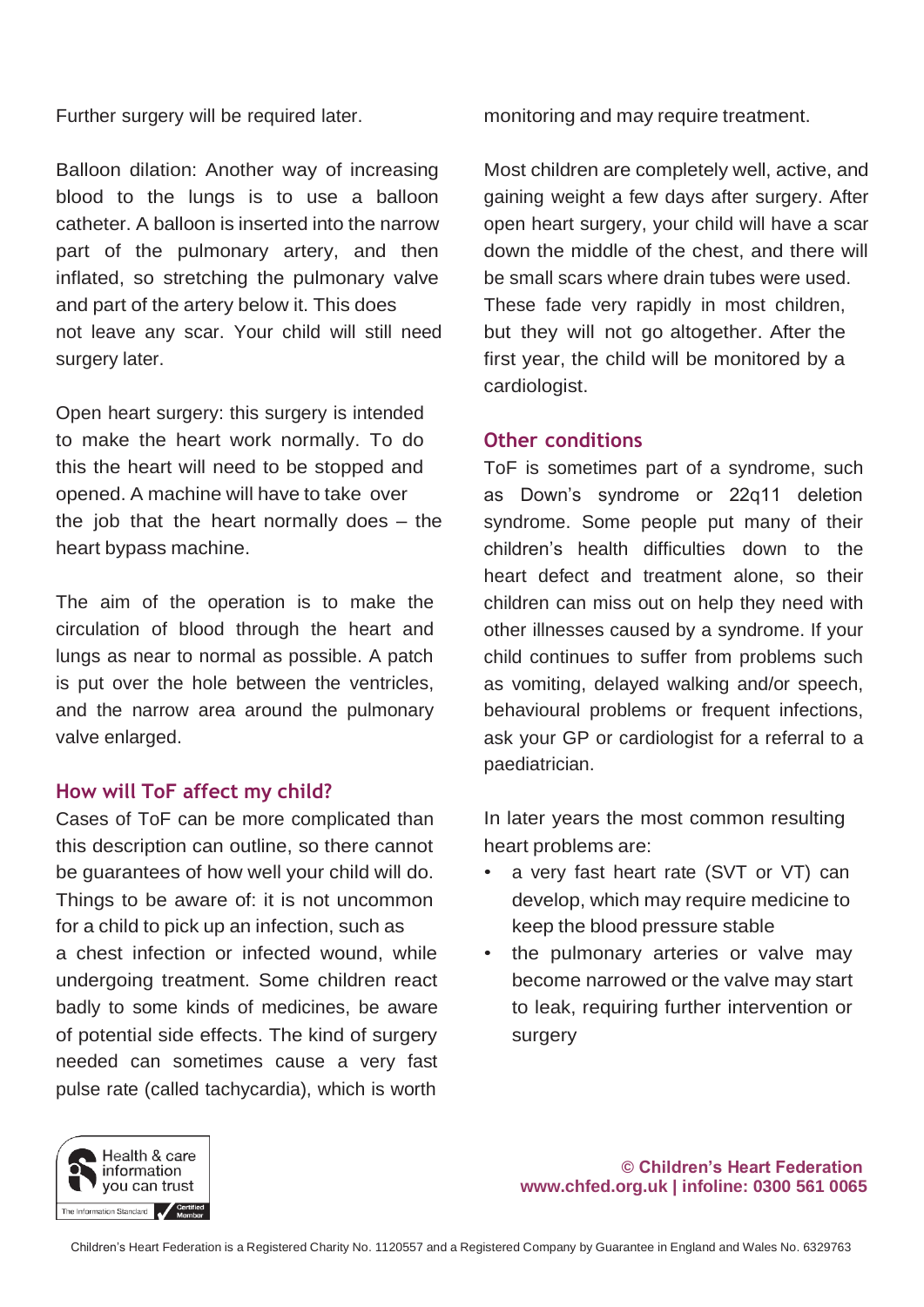Further surgery will be required later.

Balloon dilation: Another way of increasing blood to the lungs is to use a balloon catheter. A balloon is inserted into the narrow part of the pulmonary artery, and then inflated, so stretching the pulmonary valve and part of the artery below it. This does not leave any scar. Your child will still need surgery later.

Open heart surgery: this surgery is intended to make the heart work normally. To do this the heart will need to be stopped and opened. A machine will have to take over the job that the heart normally does – the heart bypass machine.

The aim of the operation is to make the circulation of blood through the heart and lungs as near to normal as possible. A patch is put over the hole between the ventricles, and the narrow area around the pulmonary valve enlarged.

## How will ToF affect my child?

Cases of ToF can be more complicated than this description can outline, so there cannot be guarantees of how well your child will do. Things to be aware of: it is not uncommon for a child to pick up an infection, such as a chest infection or infected wound, while undergoing treatment. Some children react badly to some kinds of medicines, be aware of potential side effects. The kind of surgery needed can sometimes cause a very fast pulse rate (called tachycardia), which is worth monitoring and may require treatment.

Most children are completely well, active, and gaining weight a few days after surgery. After open heart surgery, your child will have a scar down the middle of the chest, and there will be small scars where drain tubes were used. These fade very rapidly in most children, but they will not go altogether. After the first year, the child will be monitored by a cardiologist.

## Other conditions

ToF is sometimes part of a syndrome, such as Down's syndrome or 22q11 deletion syndrome. Some people put many of their children's health difficulties down to the heart defect and treatment alone, so their children can miss out on help they need with other illnesses caused by a syndrome. If your child continues to suffer from problems such as vomiting, delayed walking and/or speech, behavioural problems or frequent infections, ask your GP or cardiologist for a referral to a paediatrician.

In later years the most common resulting heart problems are:

- a very fast heart rate (SVT or VT) can develop, which may require medicine to keep the blood pressure stable
- the pulmonary arteries or valve may become narrowed or the valve may start to leak, requiring further intervention or surgery

Health & care information you can trust — The Information Standard Certified Member

**© Children's Heart Federation**
**www.chfed.org.uk | infoline: 0300 561 0065**

Children's Heart Federation is a Registered Charity No. 1120557 and a Registered Company by Guarantee in England and Wales No. 6329763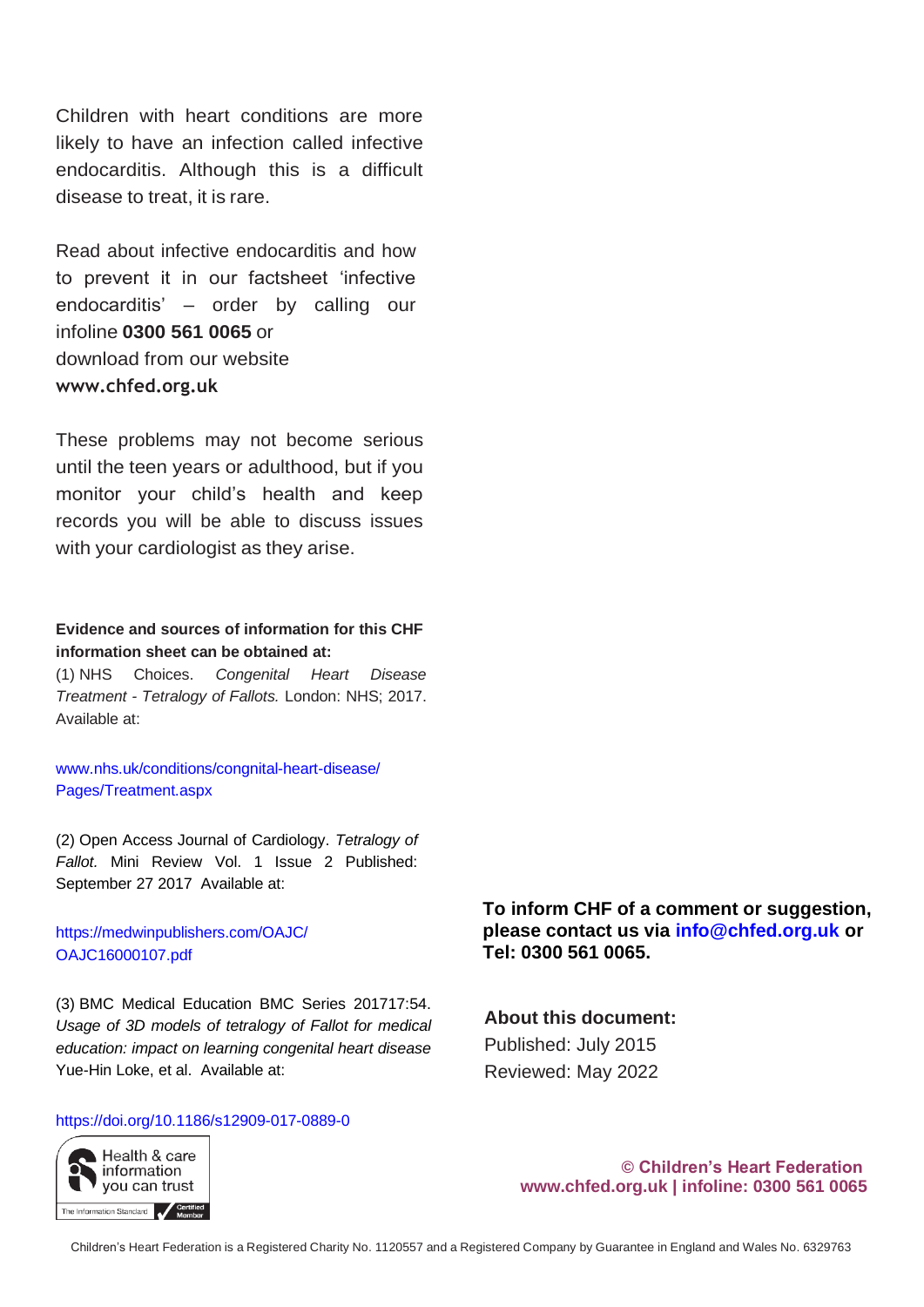Children with heart conditions are more likely to have an infection called infective endocarditis. Although this is a difficult disease to treat, it is rare.

Read about infective endocarditis and how to prevent it in our factsheet 'infective endocarditis' – order by calling our infoline **0300 561 0065** or download from our website **www.chfed.org.uk**

These problems may not become serious until the teen years or adulthood, but if you monitor your child's health and keep records you will be able to discuss issues with your cardiologist as they arise.

**Evidence and sources of information for this CHF information sheet can be obtained at:**

(1) NHS Choices. *Congenital Heart Disease Treatment - Tetralogy of Fallots.* London: NHS; 2017. Available at:

www.nhs.uk/conditions/congnital-heart-disease/Pages/Treatment.aspx

(2) Open Access Journal of Cardiology. *Tetralogy of Fallot.* Mini Review Vol. 1 Issue 2 Published: September 27 2017 Available at:

https://medwinpublishers.com/OAJC/OAJC16000107.pdf

(3) BMC Medical Education BMC Series 201717:54. *Usage of 3D models of tetralogy of Fallot for medical education: impact on learning congenital heart disease* Yue-Hin Loke, et al. Available at:

https://doi.org/10.1186/s12909-017-0889-0

Health & care information you can trust

The Information Standard Certified Member

**To inform CHF of a comment or suggestion, please contact us via info@chfed.org.uk or Tel: 0300 561 0065.**

**About this document:**

Published: July 2015

Reviewed: May 2022

**© Children's Heart Federation**
**www.chfed.org.uk | infoline: 0300 561 0065**

Children's Heart Federation is a Registered Charity No. 1120557 and a Registered Company by Guarantee in England and Wales No. 6329763